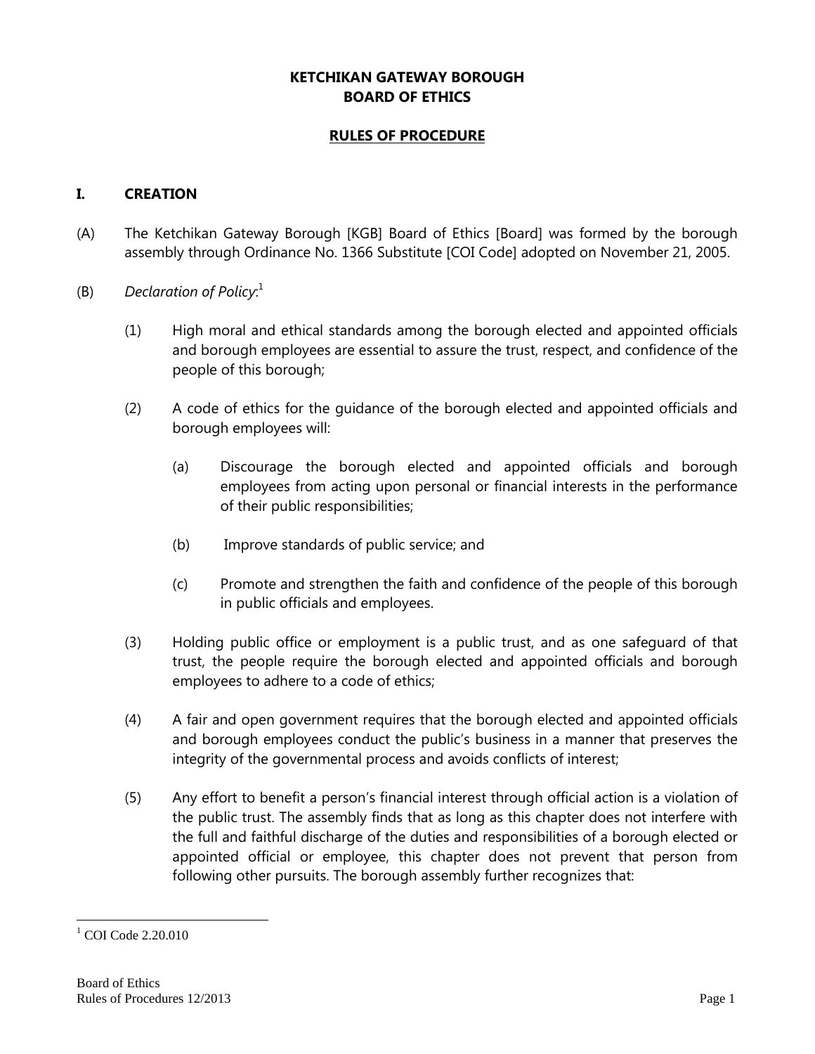# KETCHIKAN GATEWAY BOROUGH
# BOARD OF ETHICS

## RULES OF PROCEDURE

### I. CREATION

(A) The Ketchikan Gateway Borough [KGB] Board of Ethics [Board] was formed by the borough assembly through Ordinance No. 1366 Substitute [COI Code] adopted on November 21, 2005.

(B) *Declaration of Policy*:[1]

(1) High moral and ethical standards among the borough elected and appointed officials and borough employees are essential to assure the trust, respect, and confidence of the people of this borough;

(2) A code of ethics for the guidance of the borough elected and appointed officials and borough employees will:

(a) Discourage the borough elected and appointed officials and borough employees from acting upon personal or financial interests in the performance of their public responsibilities;

(b) Improve standards of public service; and

(c) Promote and strengthen the faith and confidence of the people of this borough in public officials and employees.

(3) Holding public office or employment is a public trust, and as one safeguard of that trust, the people require the borough elected and appointed officials and borough employees to adhere to a code of ethics;

(4) A fair and open government requires that the borough elected and appointed officials and borough employees conduct the public's business in a manner that preserves the integrity of the governmental process and avoids conflicts of interest;

(5) Any effort to benefit a person's financial interest through official action is a violation of the public trust. The assembly finds that as long as this chapter does not interfere with the full and faithful discharge of the duties and responsibilities of a borough elected or appointed official or employee, this chapter does not prevent that person from following other pursuits. The borough assembly further recognizes that:

[1] COI Code 2.20.010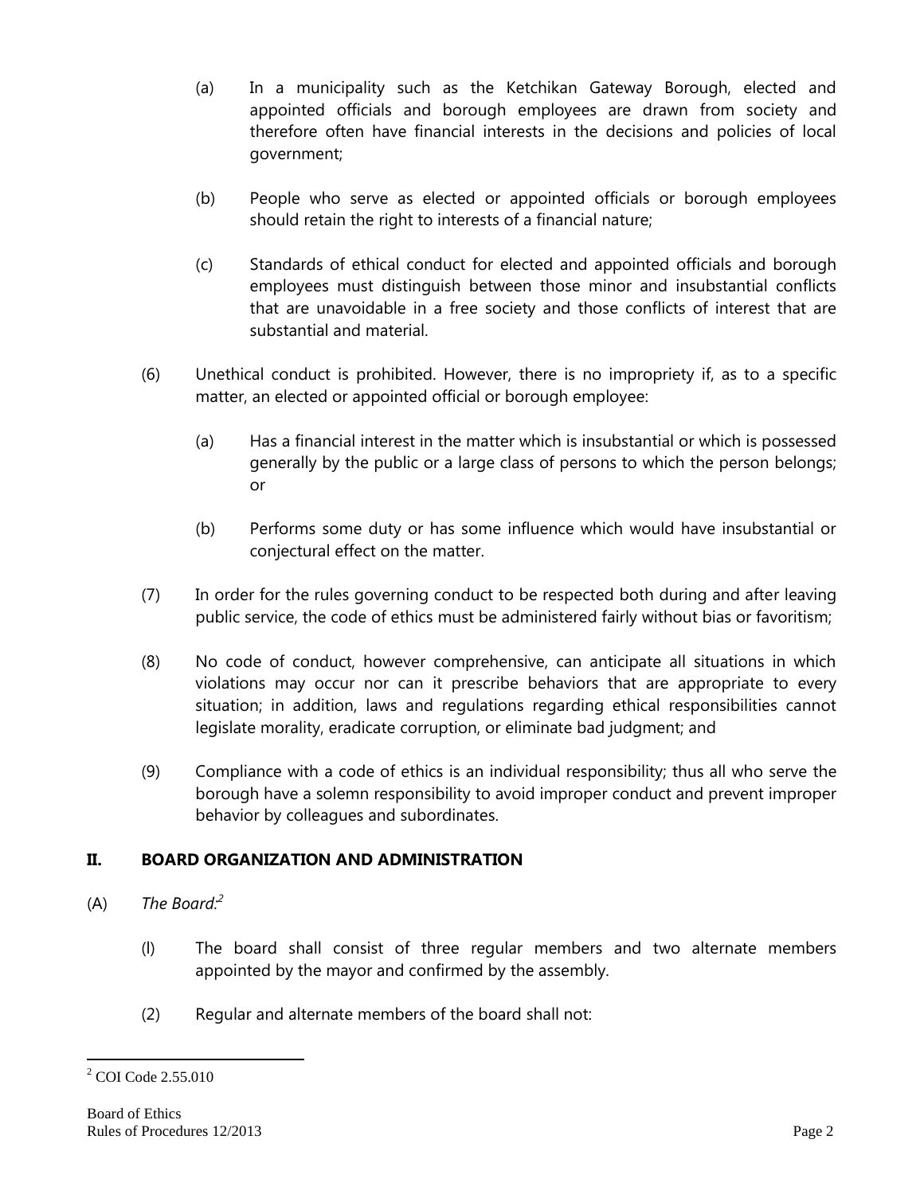(a) In a municipality such as the Ketchikan Gateway Borough, elected and appointed officials and borough employees are drawn from society and therefore often have financial interests in the decisions and policies of local government;

(b) People who serve as elected or appointed officials or borough employees should retain the right to interests of a financial nature;

(c) Standards of ethical conduct for elected and appointed officials and borough employees must distinguish between those minor and insubstantial conflicts that are unavoidable in a free society and those conflicts of interest that are substantial and material.

(6) Unethical conduct is prohibited. However, there is no impropriety if, as to a specific matter, an elected or appointed official or borough employee:

(a) Has a financial interest in the matter which is insubstantial or which is possessed generally by the public or a large class of persons to which the person belongs; or

(b) Performs some duty or has some influence which would have insubstantial or conjectural effect on the matter.

(7) In order for the rules governing conduct to be respected both during and after leaving public service, the code of ethics must be administered fairly without bias or favoritism;

(8) No code of conduct, however comprehensive, can anticipate all situations in which violations may occur nor can it prescribe behaviors that are appropriate to every situation; in addition, laws and regulations regarding ethical responsibilities cannot legislate morality, eradicate corruption, or eliminate bad judgment; and

(9) Compliance with a code of ethics is an individual responsibility; thus all who serve the borough have a solemn responsibility to avoid improper conduct and prevent improper behavior by colleagues and subordinates.

## II. BOARD ORGANIZATION AND ADMINISTRATION

(A) *The Board:*[2]

(l) The board shall consist of three regular members and two alternate members appointed by the mayor and confirmed by the assembly.

(2) Regular and alternate members of the board shall not:

---

[2] COI Code 2.55.010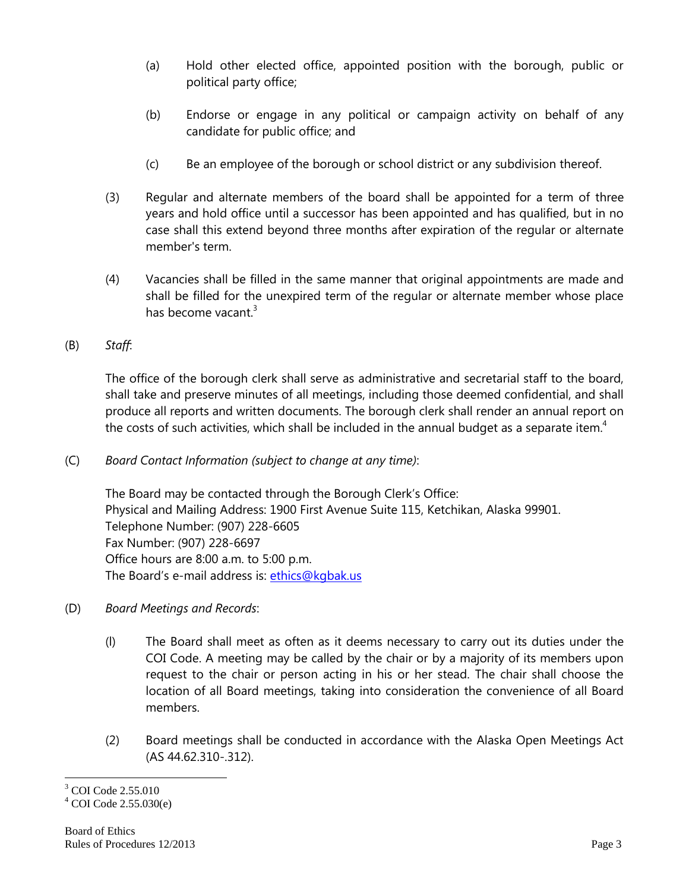(a) Hold other elected office, appointed position with the borough, public or political party office;

(b) Endorse or engage in any political or campaign activity on behalf of any candidate for public office; and

(c) Be an employee of the borough or school district or any subdivision thereof.

(3) Regular and alternate members of the board shall be appointed for a term of three years and hold office until a successor has been appointed and has qualified, but in no case shall this extend beyond three months after expiration of the regular or alternate member's term.

(4) Vacancies shall be filled in the same manner that original appointments are made and shall be filled for the unexpired term of the regular or alternate member whose place has become vacant.[3]

(B) *Staff*:

The office of the borough clerk shall serve as administrative and secretarial staff to the board, shall take and preserve minutes of all meetings, including those deemed confidential, and shall produce all reports and written documents. The borough clerk shall render an annual report on the costs of such activities, which shall be included in the annual budget as a separate item.[4]

(C) *Board Contact Information (subject to change at any time)*:

The Board may be contacted through the Borough Clerk's Office:
Physical and Mailing Address: 1900 First Avenue Suite 115, Ketchikan, Alaska 99901.
Telephone Number: (907) 228-6605
Fax Number: (907) 228-6697
Office hours are 8:00 a.m. to 5:00 p.m.
The Board's e-mail address is: ethics@kgbak.us

(D) *Board Meetings and Records*:

(l) The Board shall meet as often as it deems necessary to carry out its duties under the COI Code. A meeting may be called by the chair or by a majority of its members upon request to the chair or person acting in his or her stead. The chair shall choose the location of all Board meetings, taking into consideration the convenience of all Board members.

(2) Board meetings shall be conducted in accordance with the Alaska Open Meetings Act (AS 44.62.310-.312).

---

[3] COI Code 2.55.010

[4] COI Code 2.55.030(e)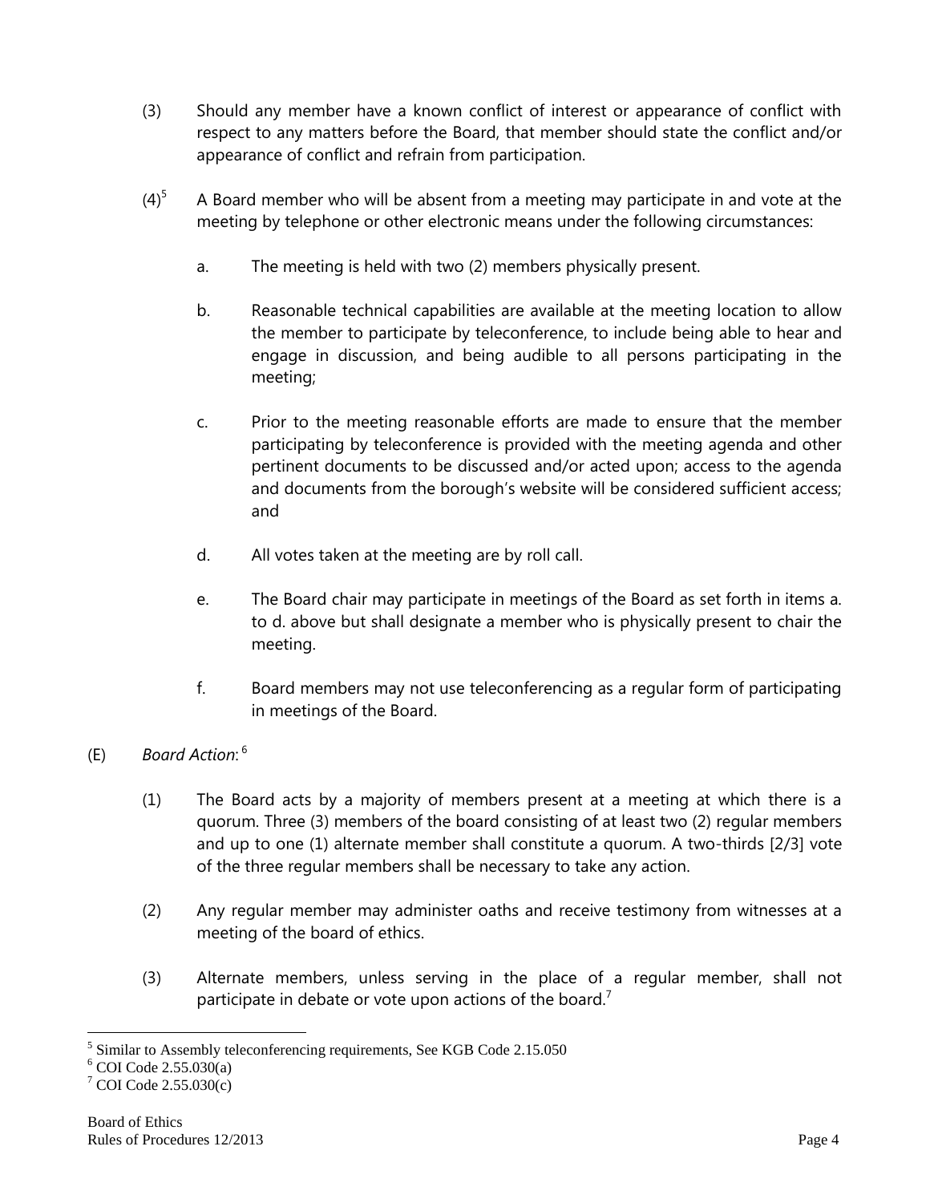(3) Should any member have a known conflict of interest or appearance of conflict with respect to any matters before the Board, that member should state the conflict and/or appearance of conflict and refrain from participation.

(4)[5] A Board member who will be absent from a meeting may participate in and vote at the meeting by telephone or other electronic means under the following circumstances:

a. The meeting is held with two (2) members physically present.

b. Reasonable technical capabilities are available at the meeting location to allow the member to participate by teleconference, to include being able to hear and engage in discussion, and being audible to all persons participating in the meeting;

c. Prior to the meeting reasonable efforts are made to ensure that the member participating by teleconference is provided with the meeting agenda and other pertinent documents to be discussed and/or acted upon; access to the agenda and documents from the borough's website will be considered sufficient access; and

d. All votes taken at the meeting are by roll call.

e. The Board chair may participate in meetings of the Board as set forth in items a. to d. above but shall designate a member who is physically present to chair the meeting.

f. Board members may not use teleconferencing as a regular form of participating in meetings of the Board.

(E) *Board Action*: [6]

(1) The Board acts by a majority of members present at a meeting at which there is a quorum. Three (3) members of the board consisting of at least two (2) regular members and up to one (1) alternate member shall constitute a quorum. A two-thirds [2/3] vote of the three regular members shall be necessary to take any action.

(2) Any regular member may administer oaths and receive testimony from witnesses at a meeting of the board of ethics.

(3) Alternate members, unless serving in the place of a regular member, shall not participate in debate or vote upon actions of the board.[7]

---

[5] Similar to Assembly teleconferencing requirements, See KGB Code 2.15.050

[6] COI Code 2.55.030(a)

[7] COI Code 2.55.030(c)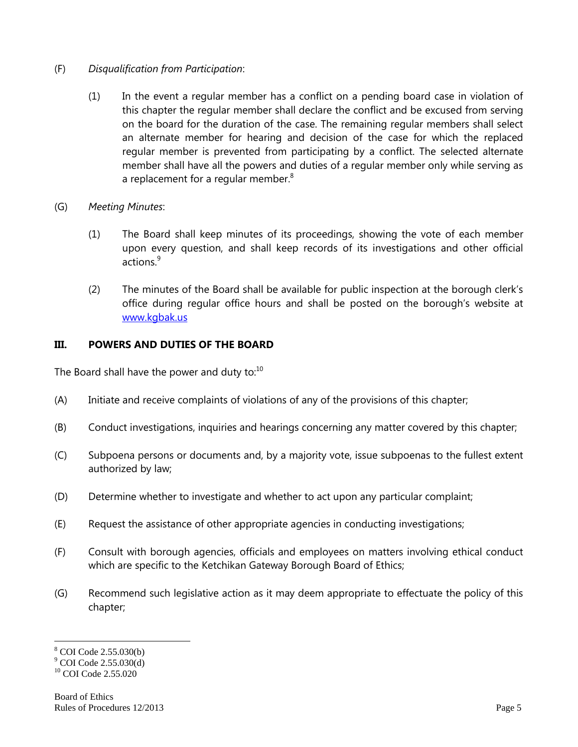(F) *Disqualification from Participation*:

(1) In the event a regular member has a conflict on a pending board case in violation of this chapter the regular member shall declare the conflict and be excused from serving on the board for the duration of the case. The remaining regular members shall select an alternate member for hearing and decision of the case for which the replaced regular member is prevented from participating by a conflict. The selected alternate member shall have all the powers and duties of a regular member only while serving as a replacement for a regular member.[8]

(G) *Meeting Minutes*:

(1) The Board shall keep minutes of its proceedings, showing the vote of each member upon every question, and shall keep records of its investigations and other official actions.[9]

(2) The minutes of the Board shall be available for public inspection at the borough clerk's office during regular office hours and shall be posted on the borough's website at [www.kgbak.us](http://www.kgbak.us)

## III. POWERS AND DUTIES OF THE BOARD

The Board shall have the power and duty to:[10]

(A) Initiate and receive complaints of violations of any of the provisions of this chapter;

(B) Conduct investigations, inquiries and hearings concerning any matter covered by this chapter;

(C) Subpoena persons or documents and, by a majority vote, issue subpoenas to the fullest extent authorized by law;

(D) Determine whether to investigate and whether to act upon any particular complaint;

(E) Request the assistance of other appropriate agencies in conducting investigations;

(F) Consult with borough agencies, officials and employees on matters involving ethical conduct which are specific to the Ketchikan Gateway Borough Board of Ethics;

(G) Recommend such legislative action as it may deem appropriate to effectuate the policy of this chapter;

---

[8] COI Code 2.55.030(b)
[9] COI Code 2.55.030(d)
[10] COI Code 2.55.020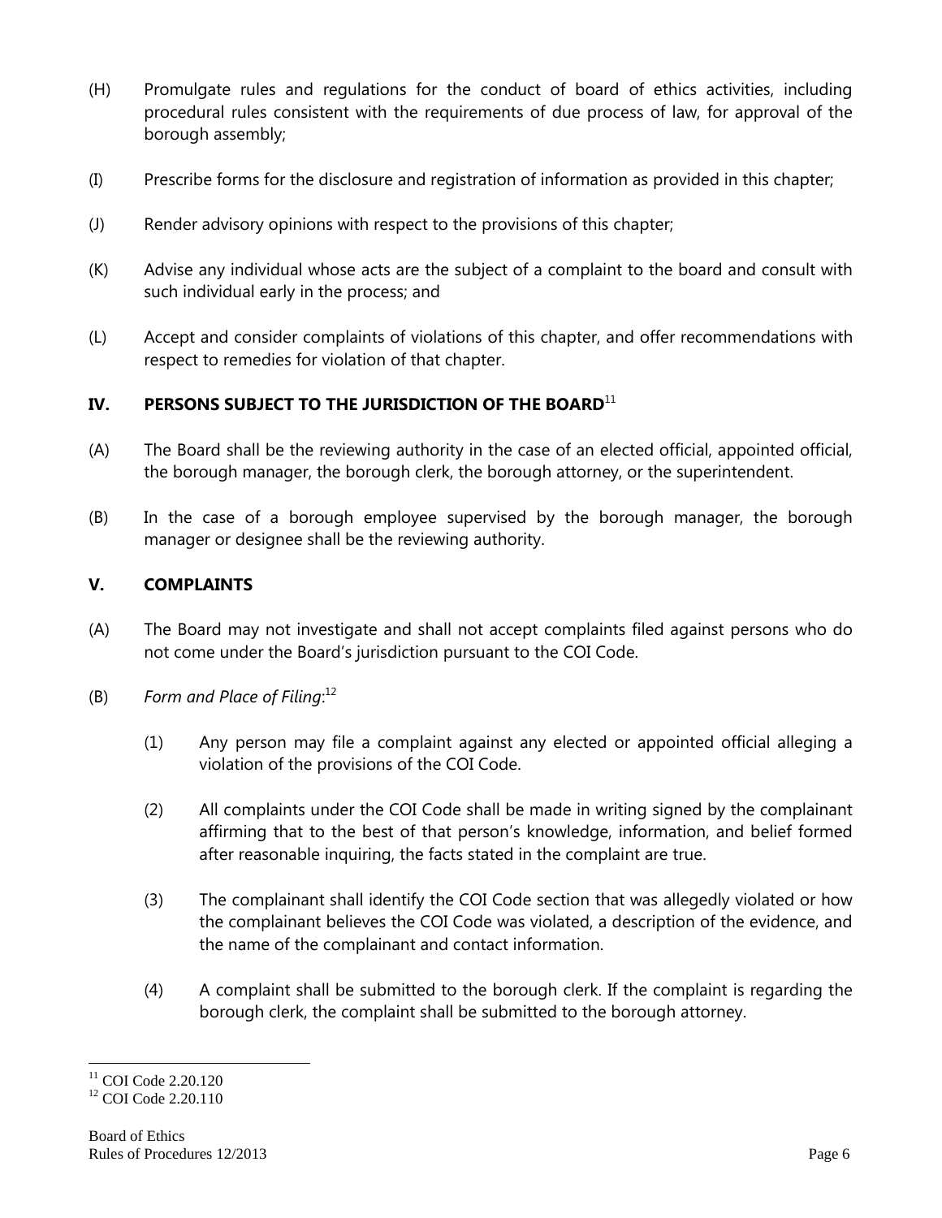(H) Promulgate rules and regulations for the conduct of board of ethics activities, including procedural rules consistent with the requirements of due process of law, for approval of the borough assembly;

(I) Prescribe forms for the disclosure and registration of information as provided in this chapter;

(J) Render advisory opinions with respect to the provisions of this chapter;

(K) Advise any individual whose acts are the subject of a complaint to the board and consult with such individual early in the process; and

(L) Accept and consider complaints of violations of this chapter, and offer recommendations with respect to remedies for violation of that chapter.

## IV. PERSONS SUBJECT TO THE JURISDICTION OF THE BOARD[11]

(A) The Board shall be the reviewing authority in the case of an elected official, appointed official, the borough manager, the borough clerk, the borough attorney, or the superintendent.

(B) In the case of a borough employee supervised by the borough manager, the borough manager or designee shall be the reviewing authority.

## V. COMPLAINTS

(A) The Board may not investigate and shall not accept complaints filed against persons who do not come under the Board's jurisdiction pursuant to the COI Code.

(B) *Form and Place of Filing*:[12]

(1) Any person may file a complaint against any elected or appointed official alleging a violation of the provisions of the COI Code.

(2) All complaints under the COI Code shall be made in writing signed by the complainant affirming that to the best of that person's knowledge, information, and belief formed after reasonable inquiring, the facts stated in the complaint are true.

(3) The complainant shall identify the COI Code section that was allegedly violated or how the complainant believes the COI Code was violated, a description of the evidence, and the name of the complainant and contact information.

(4) A complaint shall be submitted to the borough clerk. If the complaint is regarding the borough clerk, the complaint shall be submitted to the borough attorney.

---

[11] COI Code 2.20.120

[12] COI Code 2.20.110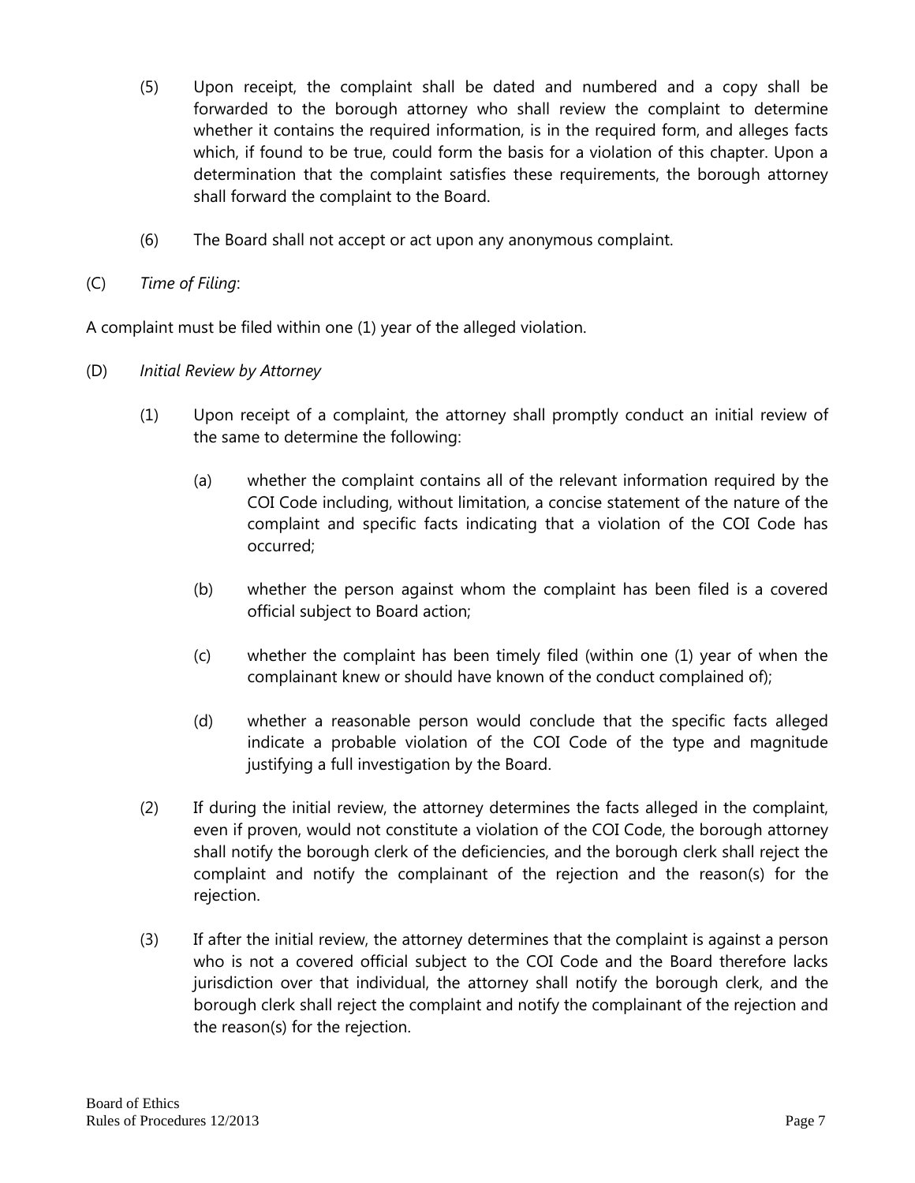(5) Upon receipt, the complaint shall be dated and numbered and a copy shall be forwarded to the borough attorney who shall review the complaint to determine whether it contains the required information, is in the required form, and alleges facts which, if found to be true, could form the basis for a violation of this chapter. Upon a determination that the complaint satisfies these requirements, the borough attorney shall forward the complaint to the Board.

(6) The Board shall not accept or act upon any anonymous complaint.

(C) *Time of Filing*:

A complaint must be filed within one (1) year of the alleged violation.

(D) *Initial Review by Attorney*

(1) Upon receipt of a complaint, the attorney shall promptly conduct an initial review of the same to determine the following:

(a) whether the complaint contains all of the relevant information required by the COI Code including, without limitation, a concise statement of the nature of the complaint and specific facts indicating that a violation of the COI Code has occurred;

(b) whether the person against whom the complaint has been filed is a covered official subject to Board action;

(c) whether the complaint has been timely filed (within one (1) year of when the complainant knew or should have known of the conduct complained of);

(d) whether a reasonable person would conclude that the specific facts alleged indicate a probable violation of the COI Code of the type and magnitude justifying a full investigation by the Board.

(2) If during the initial review, the attorney determines the facts alleged in the complaint, even if proven, would not constitute a violation of the COI Code, the borough attorney shall notify the borough clerk of the deficiencies, and the borough clerk shall reject the complaint and notify the complainant of the rejection and the reason(s) for the rejection.

(3) If after the initial review, the attorney determines that the complaint is against a person who is not a covered official subject to the COI Code and the Board therefore lacks jurisdiction over that individual, the attorney shall notify the borough clerk, and the borough clerk shall reject the complaint and notify the complainant of the rejection and the reason(s) for the rejection.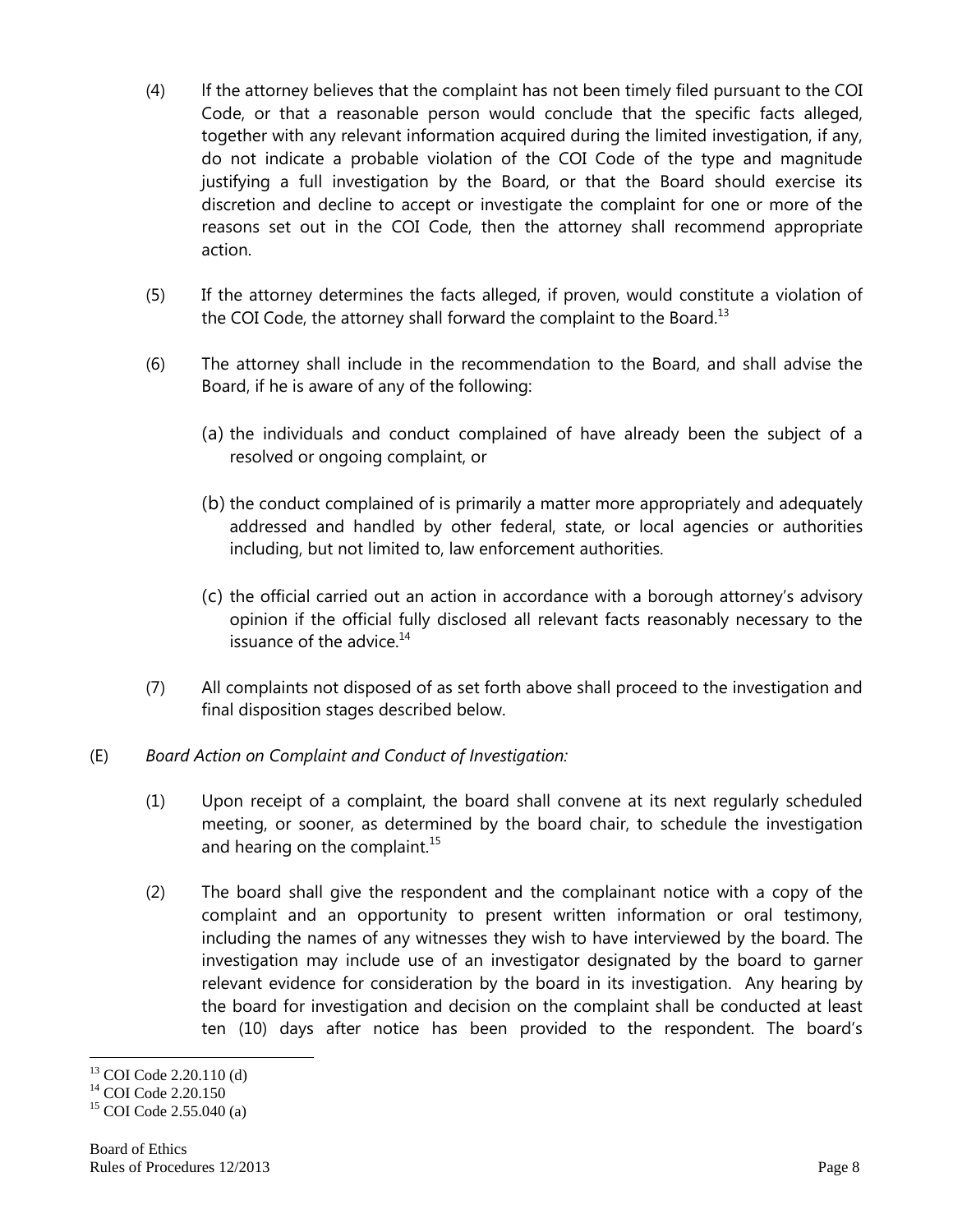(4) If the attorney believes that the complaint has not been timely filed pursuant to the COI Code, or that a reasonable person would conclude that the specific facts alleged, together with any relevant information acquired during the limited investigation, if any, do not indicate a probable violation of the COI Code of the type and magnitude justifying a full investigation by the Board, or that the Board should exercise its discretion and decline to accept or investigate the complaint for one or more of the reasons set out in the COI Code, then the attorney shall recommend appropriate action.

(5) If the attorney determines the facts alleged, if proven, would constitute a violation of the COI Code, the attorney shall forward the complaint to the Board.[13]

(6) The attorney shall include in the recommendation to the Board, and shall advise the Board, if he is aware of any of the following:

(a) the individuals and conduct complained of have already been the subject of a resolved or ongoing complaint, or

(b) the conduct complained of is primarily a matter more appropriately and adequately addressed and handled by other federal, state, or local agencies or authorities including, but not limited to, law enforcement authorities.

(c) the official carried out an action in accordance with a borough attorney's advisory opinion if the official fully disclosed all relevant facts reasonably necessary to the issuance of the advice.[14]

(7) All complaints not disposed of as set forth above shall proceed to the investigation and final disposition stages described below.

(E) *Board Action on Complaint and Conduct of Investigation:*

(1) Upon receipt of a complaint, the board shall convene at its next regularly scheduled meeting, or sooner, as determined by the board chair, to schedule the investigation and hearing on the complaint.[15]

(2) The board shall give the respondent and the complainant notice with a copy of the complaint and an opportunity to present written information or oral testimony, including the names of any witnesses they wish to have interviewed by the board. The investigation may include use of an investigator designated by the board to garner relevant evidence for consideration by the board in its investigation. Any hearing by the board for investigation and decision on the complaint shall be conducted at least ten (10) days after notice has been provided to the respondent. The board's

---

[13] COI Code 2.20.110 (d)

[14] COI Code 2.20.150

[15] COI Code 2.55.040 (a)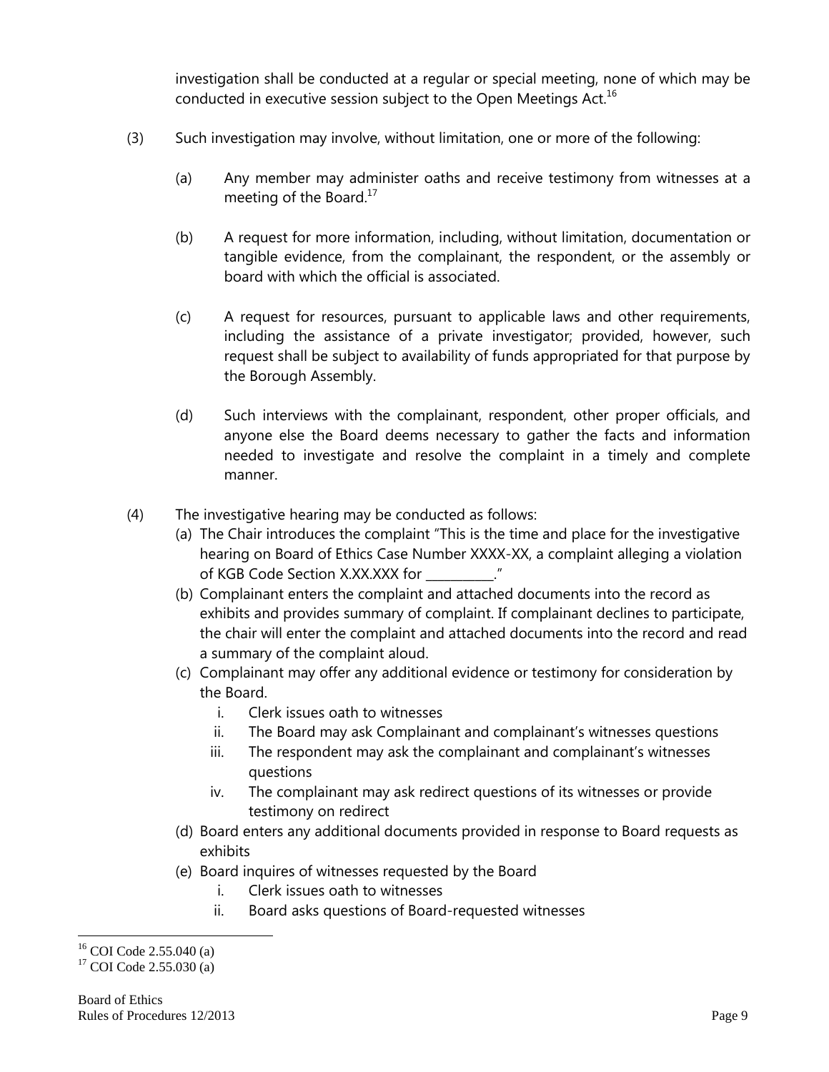investigation shall be conducted at a regular or special meeting, none of which may be conducted in executive session subject to the Open Meetings Act.[16]

(3) Such investigation may involve, without limitation, one or more of the following:

(a) Any member may administer oaths and receive testimony from witnesses at a meeting of the Board.[17]

(b) A request for more information, including, without limitation, documentation or tangible evidence, from the complainant, the respondent, or the assembly or board with which the official is associated.

(c) A request for resources, pursuant to applicable laws and other requirements, including the assistance of a private investigator; provided, however, such request shall be subject to availability of funds appropriated for that purpose by the Borough Assembly.

(d) Such interviews with the complainant, respondent, other proper officials, and anyone else the Board deems necessary to gather the facts and information needed to investigate and resolve the complaint in a timely and complete manner.

(4) The investigative hearing may be conducted as follows:

(a) The Chair introduces the complaint "This is the time and place for the investigative hearing on Board of Ethics Case Number XXXX-XX, a complaint alleging a violation of KGB Code Section X.XX.XXX for ___________."

(b) Complainant enters the complaint and attached documents into the record as exhibits and provides summary of complaint. If complainant declines to participate, the chair will enter the complaint and attached documents into the record and read a summary of the complaint aloud.

(c) Complainant may offer any additional evidence or testimony for consideration by the Board.
   i. Clerk issues oath to witnesses
   ii. The Board may ask Complainant and complainant's witnesses questions
   iii. The respondent may ask the complainant and complainant's witnesses questions
   iv. The complainant may ask redirect questions of its witnesses or provide testimony on redirect

(d) Board enters any additional documents provided in response to Board requests as exhibits

(e) Board inquires of witnesses requested by the Board
   i. Clerk issues oath to witnesses
   ii. Board asks questions of Board-requested witnesses

[16] COI Code 2.55.040 (a)

[17] COI Code 2.55.030 (a)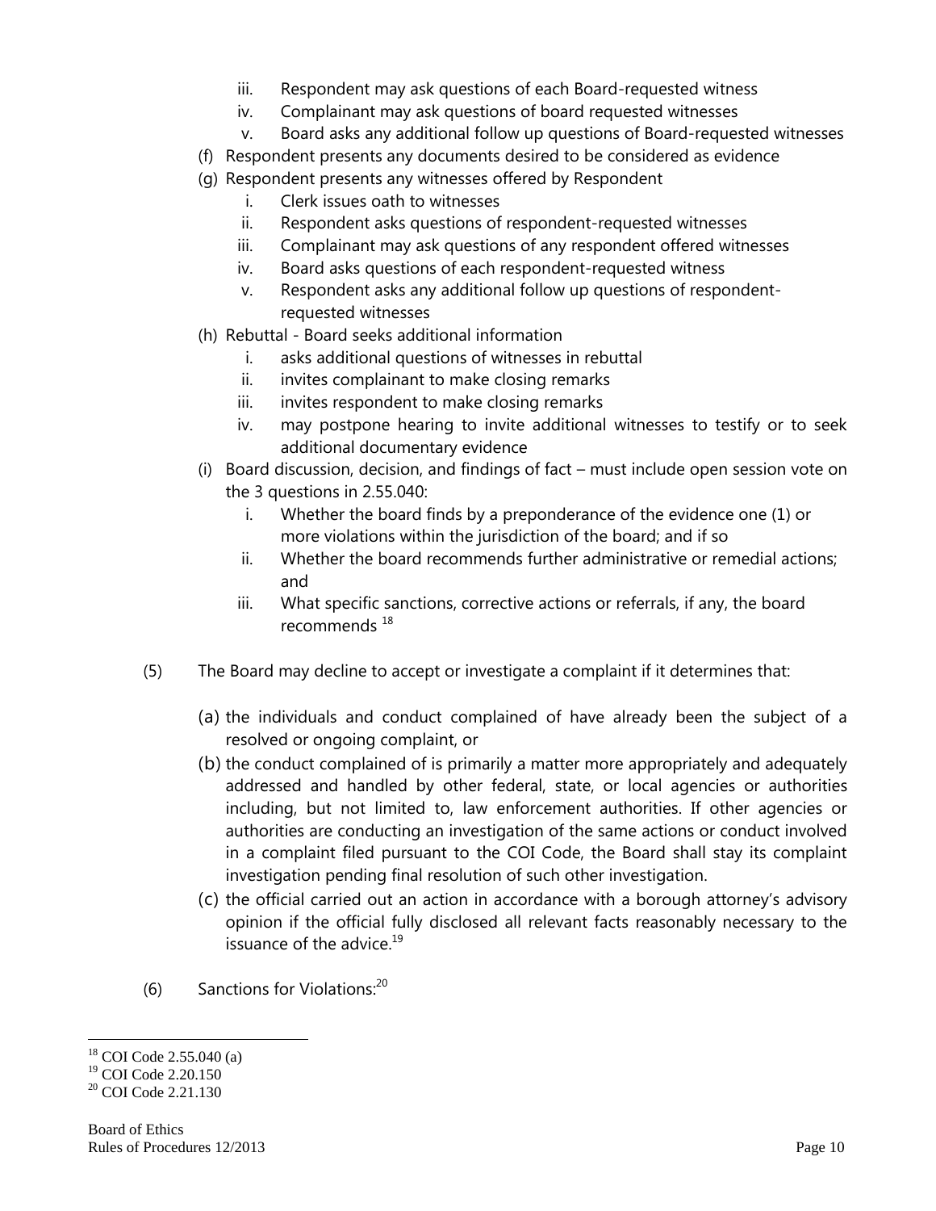iii. Respondent may ask questions of each Board-requested witness
   iv. Complainant may ask questions of board requested witnesses
   v. Board asks any additional follow up questions of Board-requested witnesses

(f) Respondent presents any documents desired to be considered as evidence

(g) Respondent presents any witnesses offered by Respondent
   i. Clerk issues oath to witnesses
   ii. Respondent asks questions of respondent-requested witnesses
   iii. Complainant may ask questions of any respondent offered witnesses
   iv. Board asks questions of each respondent-requested witness
   v. Respondent asks any additional follow up questions of respondent-requested witnesses

(h) Rebuttal - Board seeks additional information
   i. asks additional questions of witnesses in rebuttal
   ii. invites complainant to make closing remarks
   iii. invites respondent to make closing remarks
   iv. may postpone hearing to invite additional witnesses to testify or to seek additional documentary evidence

(i) Board discussion, decision, and findings of fact – must include open session vote on the 3 questions in 2.55.040:
   i. Whether the board finds by a preponderance of the evidence one (1) or more violations within the jurisdiction of the board; and if so
   ii. Whether the board recommends further administrative or remedial actions; and
   iii. What specific sanctions, corrective actions or referrals, if any, the board recommends [18]

(5) The Board may decline to accept or investigate a complaint if it determines that:

   (a) the individuals and conduct complained of have already been the subject of a resolved or ongoing complaint, or
   (b) the conduct complained of is primarily a matter more appropriately and adequately addressed and handled by other federal, state, or local agencies or authorities including, but not limited to, law enforcement authorities. If other agencies or authorities are conducting an investigation of the same actions or conduct involved in a complaint filed pursuant to the COI Code, the Board shall stay its complaint investigation pending final resolution of such other investigation.
   (c) the official carried out an action in accordance with a borough attorney's advisory opinion if the official fully disclosed all relevant facts reasonably necessary to the issuance of the advice.[19]

(6) Sanctions for Violations:[20]

---

[18] COI Code 2.55.040 (a)
[19] COI Code 2.20.150
[20] COI Code 2.21.130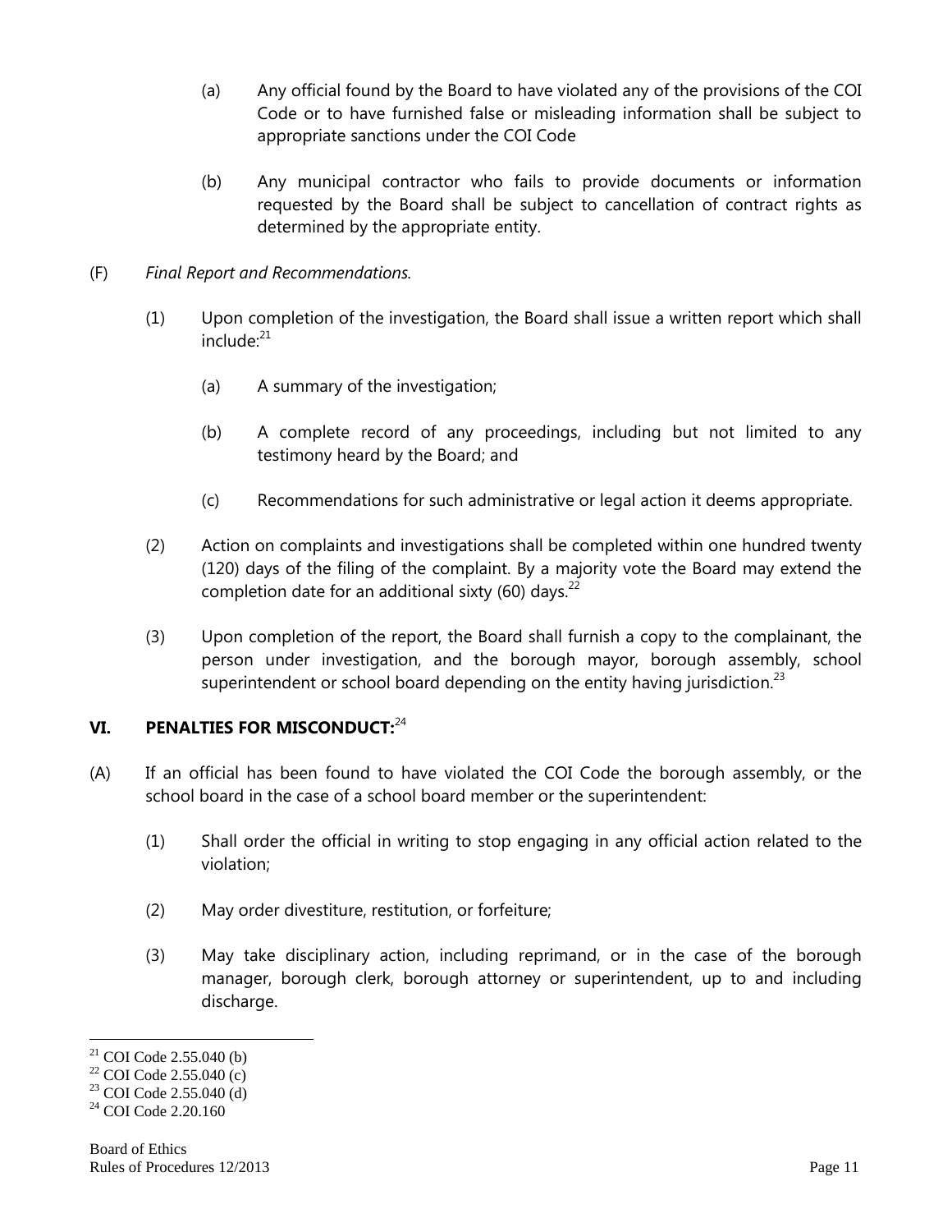(a) Any official found by the Board to have violated any of the provisions of the COI Code or to have furnished false or misleading information shall be subject to appropriate sanctions under the COI Code

(b) Any municipal contractor who fails to provide documents or information requested by the Board shall be subject to cancellation of contract rights as determined by the appropriate entity.

(F) *Final Report and Recommendations.*

(1) Upon completion of the investigation, the Board shall issue a written report which shall include:[21]

(a) A summary of the investigation;

(b) A complete record of any proceedings, including but not limited to any testimony heard by the Board; and

(c) Recommendations for such administrative or legal action it deems appropriate.

(2) Action on complaints and investigations shall be completed within one hundred twenty (120) days of the filing of the complaint. By a majority vote the Board may extend the completion date for an additional sixty (60) days.[22]

(3) Upon completion of the report, the Board shall furnish a copy to the complainant, the person under investigation, and the borough mayor, borough assembly, school superintendent or school board depending on the entity having jurisdiction.[23]

## VI. PENALTIES FOR MISCONDUCT:[24]

(A) If an official has been found to have violated the COI Code the borough assembly, or the school board in the case of a school board member or the superintendent:

(1) Shall order the official in writing to stop engaging in any official action related to the violation;

(2) May order divestiture, restitution, or forfeiture;

(3) May take disciplinary action, including reprimand, or in the case of the borough manager, borough clerk, borough attorney or superintendent, up to and including discharge.

---

[21] COI Code 2.55.040 (b)

[22] COI Code 2.55.040 (c)

[23] COI Code 2.55.040 (d)

[24] COI Code 2.20.160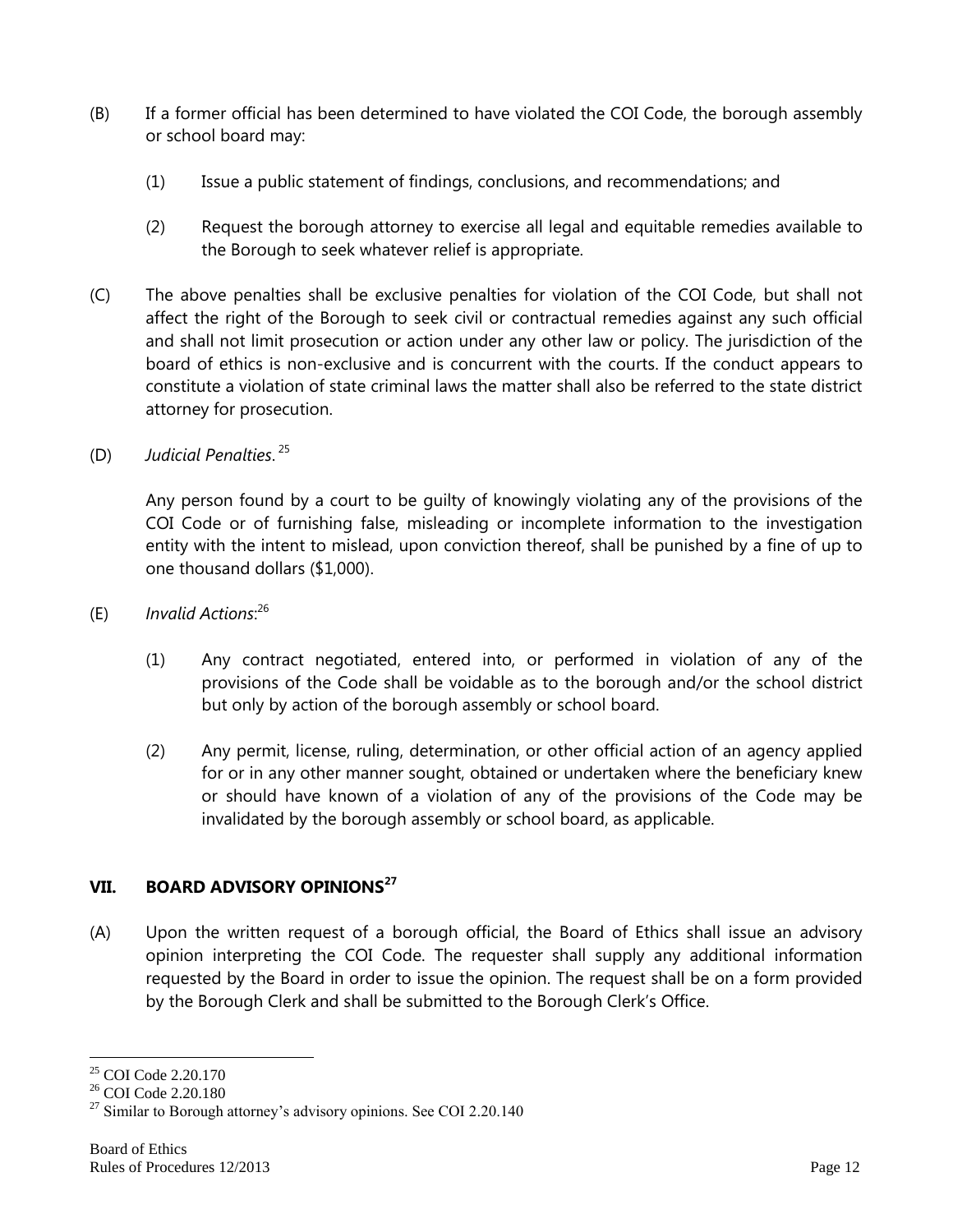(B) If a former official has been determined to have violated the COI Code, the borough assembly or school board may:

(1) Issue a public statement of findings, conclusions, and recommendations; and

(2) Request the borough attorney to exercise all legal and equitable remedies available to the Borough to seek whatever relief is appropriate.

(C) The above penalties shall be exclusive penalties for violation of the COI Code, but shall not affect the right of the Borough to seek civil or contractual remedies against any such official and shall not limit prosecution or action under any other law or policy. The jurisdiction of the board of ethics is non-exclusive and is concurrent with the courts. If the conduct appears to constitute a violation of state criminal laws the matter shall also be referred to the state district attorney for prosecution.

(D) *Judicial Penalties*.[25]

Any person found by a court to be guilty of knowingly violating any of the provisions of the COI Code or of furnishing false, misleading or incomplete information to the investigation entity with the intent to mislead, upon conviction thereof, shall be punished by a fine of up to one thousand dollars ($1,000).

(E) *Invalid Actions*:[26]

(1) Any contract negotiated, entered into, or performed in violation of any of the provisions of the Code shall be voidable as to the borough and/or the school district but only by action of the borough assembly or school board.

(2) Any permit, license, ruling, determination, or other official action of an agency applied for or in any other manner sought, obtained or undertaken where the beneficiary knew or should have known of a violation of any of the provisions of the Code may be invalidated by the borough assembly or school board, as applicable.

## VII. BOARD ADVISORY OPINIONS[27]

(A) Upon the written request of a borough official, the Board of Ethics shall issue an advisory opinion interpreting the COI Code. The requester shall supply any additional information requested by the Board in order to issue the opinion. The request shall be on a form provided by the Borough Clerk and shall be submitted to the Borough Clerk's Office.

---

[25] COI Code 2.20.170

[26] COI Code 2.20.180

[27] Similar to Borough attorney's advisory opinions. See COI 2.20.140

Board of Ethics
Rules of Procedures 12/2013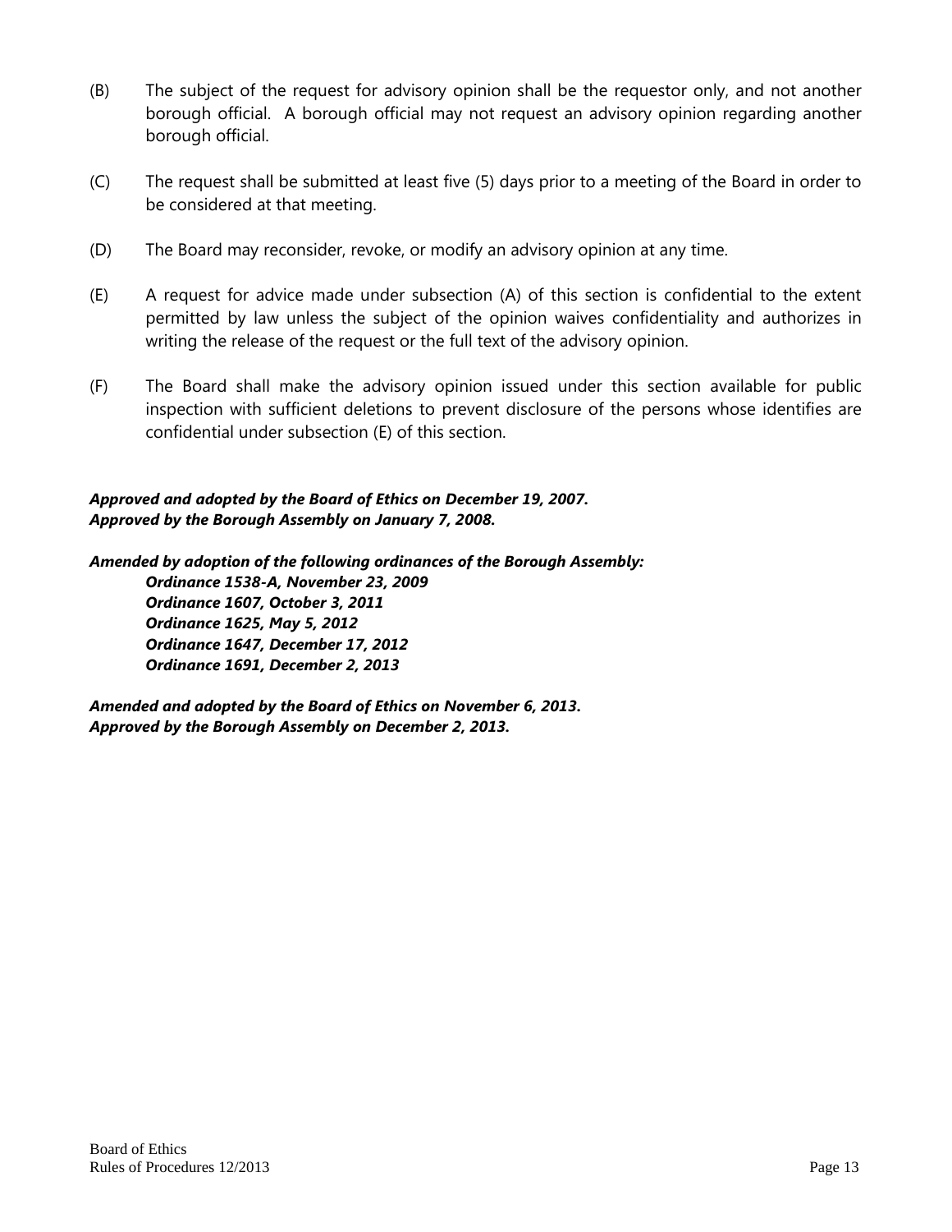(B) The subject of the request for advisory opinion shall be the requestor only, and not another borough official. A borough official may not request an advisory opinion regarding another borough official.

(C) The request shall be submitted at least five (5) days prior to a meeting of the Board in order to be considered at that meeting.

(D) The Board may reconsider, revoke, or modify an advisory opinion at any time.

(E) A request for advice made under subsection (A) of this section is confidential to the extent permitted by law unless the subject of the opinion waives confidentiality and authorizes in writing the release of the request or the full text of the advisory opinion.

(F) The Board shall make the advisory opinion issued under this section available for public inspection with sufficient deletions to prevent disclosure of the persons whose identifies are confidential under subsection (E) of this section.

***Approved and adopted by the Board of Ethics on December 19, 2007.***
***Approved by the Borough Assembly on January 7, 2008.***

***Amended by adoption of the following ordinances of the Borough Assembly:***

***Ordinance 1538-A, November 23, 2009***
***Ordinance 1607, October 3, 2011***
***Ordinance 1625, May 5, 2012***
***Ordinance 1647, December 17, 2012***
***Ordinance 1691, December 2, 2013***

***Amended and adopted by the Board of Ethics on November 6, 2013.***
***Approved by the Borough Assembly on December 2, 2013.***